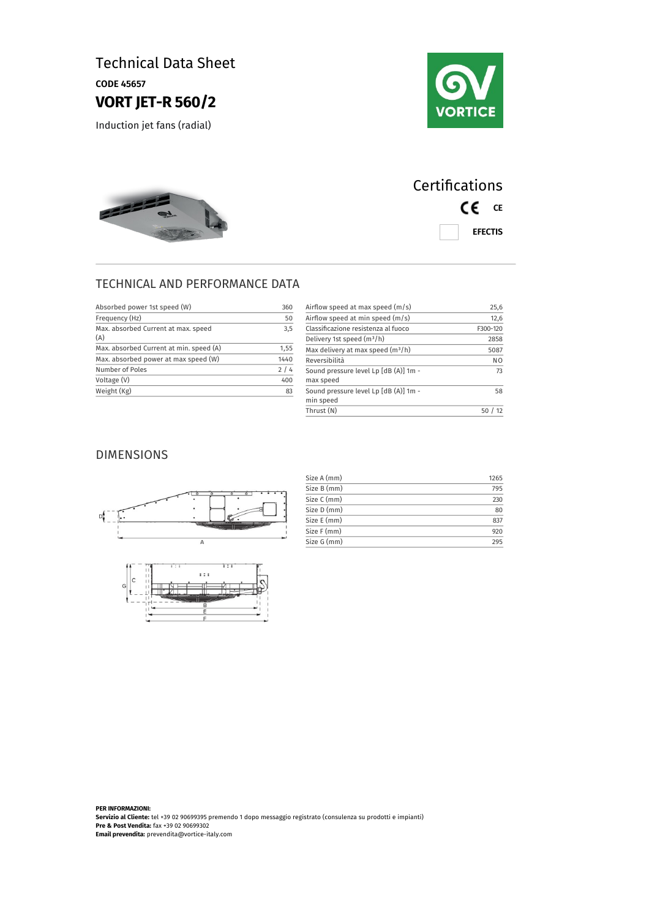# Technical Data Sheet

**CODE 45657**

## VORT JET-R 560/2

Induction jet fans (radial)

## Certifications

CE

EFECTIS

## TECHNICAL AND PERFORMANCE DATA

| | |
|---|---|
| Absorbed power 1st speed (W) | 360 |
| Frequency (Hz) | 50 |
| Max. absorbed Current at max. speed (A) | 3,5 |
| Max. absorbed Current at min. speed (A) | 1,55 |
| Max. absorbed power at max speed (W) | 1440 |
| Number of Poles | 2 / 4 |
| Voltage (V) | 400 |
| Weight (Kg) | 83 |

| | |
|---|---|
| Airflow speed at max speed (m/s) | 25,6 |
| Airflow speed at min speed (m/s) | 12,6 |
| Classificazione resistenza al fuoco | F300-120 |
| Delivery 1st speed (m³/h) | 2858 |
| Max delivery at max speed (m³/h) | 5087 |
| Reversibilità | NO |
| Sound pressure level Lp [dB (A)] 1m - max speed | 73 |
| Sound pressure level Lp [dB (A)] 1m - min speed | 58 |
| Thrust (N) | 50 / 12 |

## DIMENSIONS

| | |
|---|---|
| Size A (mm) | 1265 |
| Size B (mm) | 795 |
| Size C (mm) | 230 |
| Size D (mm) | 80 |
| Size E (mm) | 837 |
| Size F (mm) | 920 |
| Size G (mm) | 295 |

**PER INFORMAZIONI:**
**Servizio al Cliente:** tel +39 02 90699395 premendo 1 dopo messaggio registrato (consulenza su prodotti e impianti)
**Pre & Post Vendita:** fax +39 02 90699302
**Email prevendita:** prevendita@vortice-italy.com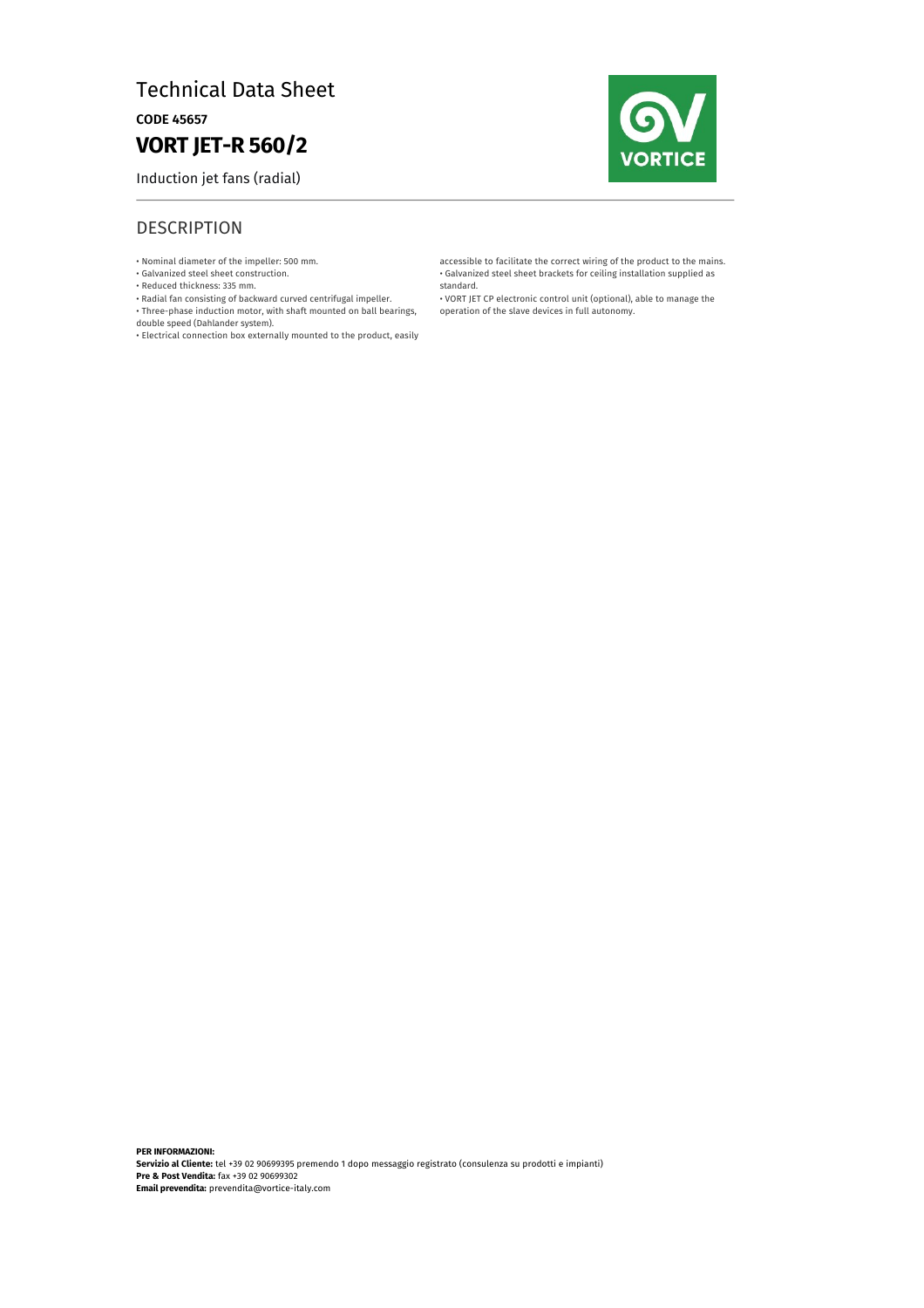# Technical Data Sheet

**CODE 45657**

## VORT JET-R 560/2

Induction jet fans (radial)

## DESCRIPTION

- Nominal diameter of the impeller: 500 mm.
- Galvanized steel sheet construction.
- Reduced thickness: 335 mm.
- Radial fan consisting of backward curved centrifugal impeller.
- Three-phase induction motor, with shaft mounted on ball bearings, double speed (Dahlander system).
- Electrical connection box externally mounted to the product, easily accessible to facilitate the correct wiring of the product to the mains.
- Galvanized steel sheet brackets for ceiling installation supplied as standard.
- VORT JET CP electronic control unit (optional), able to manage the operation of the slave devices in full autonomy.

**PER INFORMAZIONI:**
**Servizio al Cliente:** tel +39 02 90699395 premendo 1 dopo messaggio registrato (consulenza su prodotti e impianti)
**Pre & Post Vendita:** fax +39 02 90699302
**Email prevendita:** prevendita@vortice-italy.com